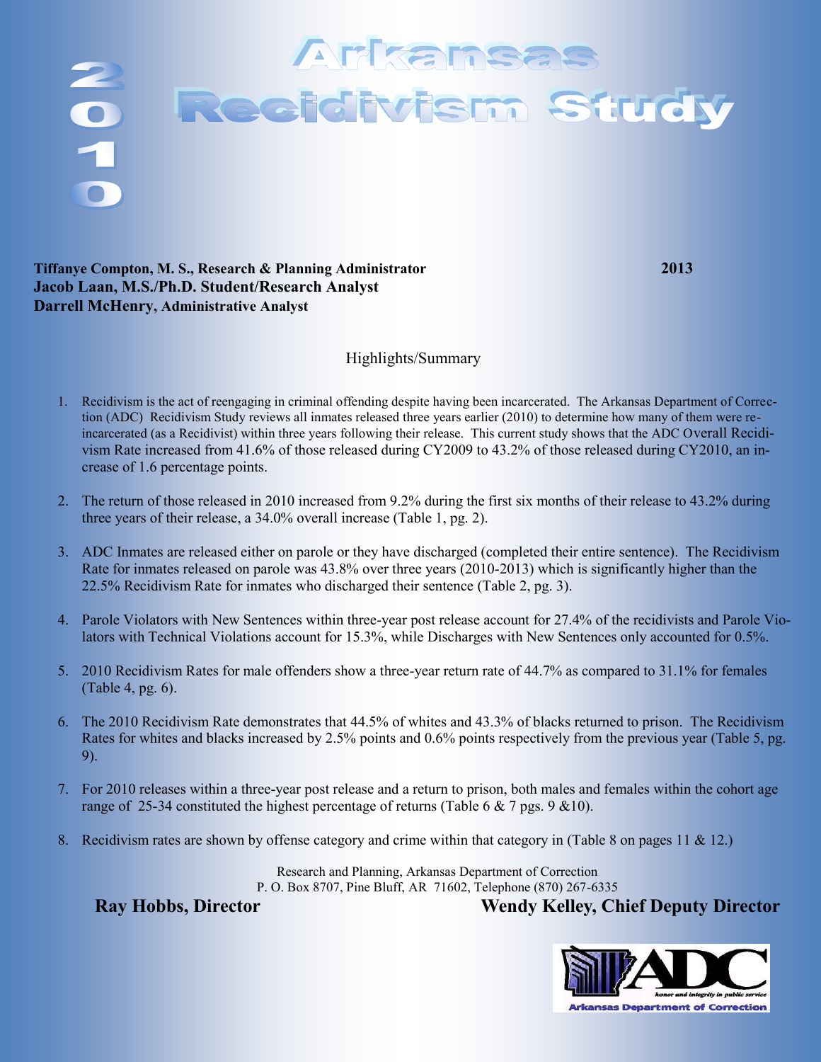# 2010 Arkansas Recidivism Study

**Tiffanye Compton, M. S., Research & Planning Administrator** **2013**
**Jacob Laan, M.S./Ph.D. Student/Research Analyst**
**Darrell McHenry, Administrative Analyst**

## Highlights/Summary

1. Recidivism is the act of reengaging in criminal offending despite having been incarcerated. The Arkansas Department of Correction (ADC) Recidivism Study reviews all inmates released three years earlier (2010) to determine how many of them were re-incarcerated (as a Recidivist) within three years following their release. This current study shows that the ADC Overall Recidivism Rate increased from 41.6% of those released during CY2009 to 43.2% of those released during CY2010, an increase of 1.6 percentage points.

2. The return of those released in 2010 increased from 9.2% during the first six months of their release to 43.2% during three years of their release, a 34.0% overall increase (Table 1, pg. 2).

3. ADC Inmates are released either on parole or they have discharged (completed their entire sentence). The Recidivism Rate for inmates released on parole was 43.8% over three years (2010-2013) which is significantly higher than the 22.5% Recidivism Rate for inmates who discharged their sentence (Table 2, pg. 3).

4. Parole Violators with New Sentences within three-year post release account for 27.4% of the recidivists and Parole Violators with Technical Violations account for 15.3%, while Discharges with New Sentences only accounted for 0.5%.

5. 2010 Recidivism Rates for male offenders show a three-year return rate of 44.7% as compared to 31.1% for females (Table 4, pg. 6).

6. The 2010 Recidivism Rate demonstrates that 44.5% of whites and 43.3% of blacks returned to prison. The Recidivism Rates for whites and blacks increased by 2.5% points and 0.6% points respectively from the previous year (Table 5, pg. 9).

7. For 2010 releases within a three-year post release and a return to prison, both males and females within the cohort age range of 25-34 constituted the highest percentage of returns (Table 6 & 7 pgs. 9 &10).

8. Recidivism rates are shown by offense category and crime within that category in (Table 8 on pages 11 & 12.)

Research and Planning, Arkansas Department of Correction
P. O. Box 8707, Pine Bluff, AR 71602, Telephone (870) 267-6335

**Ray Hobbs, Director** **Wendy Kelley, Chief Deputy Director**

ADC — honor and integrity in public service — Arkansas Department of Correction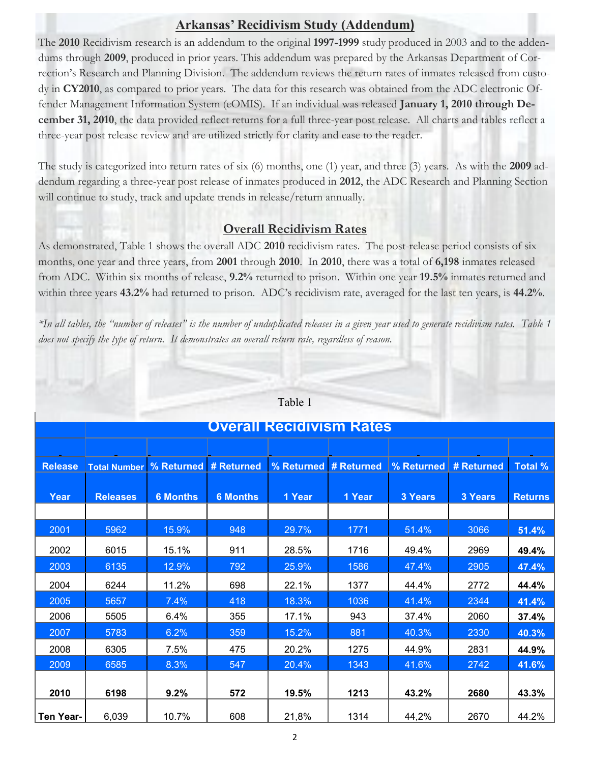## Arkansas' Recidivism Study (Addendum)

The **2010** Recidivism research is an addendum to the original **1997-1999** study produced in 2003 and to the addendums through **2009**, produced in prior years. This addendum was prepared by the Arkansas Department of Correction's Research and Planning Division. The addendum reviews the return rates of inmates released from custody in **CY2010**, as compared to prior years. The data for this research was obtained from the ADC electronic Offender Management Information System (eOMIS). If an individual was released **January 1, 2010 through December 31, 2010**, the data provided reflect returns for a full three-year post release. All charts and tables reflect a three-year post release review and are utilized strictly for clarity and ease to the reader.

The study is categorized into return rates of six (6) months, one (1) year, and three (3) years. As with the **2009** addendum regarding a three-year post release of inmates produced in **2012**, the ADC Research and Planning Section will continue to study, track and update trends in release/return annually.

## Overall Recidivism Rates

As demonstrated, Table 1 shows the overall ADC **2010** recidivism rates. The post-release period consists of six months, one year and three years, from **2001** through **2010**. In **2010**, there was a total of **6,198** inmates released from ADC. Within six months of release, **9.2%** returned to prison. Within one year **19.5%** inmates returned and within three years **43.2%** had returned to prison. ADC's recidivism rate, averaged for the last ten years, is **44.2%**.

*\*In all tables, the "number of releases" is the number of unduplicated releases in a given year used to generate recidivism rates. Table 1 does not specify the type of return. It demonstrates an overall return rate, regardless of reason.*

Table 1

**Overall Recidivism Rates**

| Release Year | Total Number Releases | % Returned 6 Months | # Returned 6 Months | % Returned 1 Year | # Returned 1 Year | % Returned 3 Years | # Returned 3 Years | Total % Returns |
|---|---|---|---|---|---|---|---|---|
| 2001 | 5962 | 15.9% | 948 | 29.7% | 1771 | 51.4% | 3066 | **51.4%** |
| 2002 | 6015 | 15.1% | 911 | 28.5% | 1716 | 49.4% | 2969 | **49.4%** |
| 2003 | 6135 | 12.9% | 792 | 25.9% | 1586 | 47.4% | 2905 | **47.4%** |
| 2004 | 6244 | 11.2% | 698 | 22.1% | 1377 | 44.4% | 2772 | **44.4%** |
| 2005 | 5657 | 7.4% | 418 | 18.3% | 1036 | 41.4% | 2344 | **41.4%** |
| 2006 | 5505 | 6.4% | 355 | 17.1% | 943 | 37.4% | 2060 | **37.4%** |
| 2007 | 5783 | 6.2% | 359 | 15.2% | 881 | 40.3% | 2330 | **40.3%** |
| 2008 | 6305 | 7.5% | 475 | 20.2% | 1275 | 44.9% | 2831 | **44.9%** |
| 2009 | 6585 | 8.3% | 547 | 20.4% | 1343 | 41.6% | 2742 | **41.6%** |
| **2010** | **6198** | **9.2%** | **572** | **19.5%** | **1213** | **43.2%** | **2680** | **43.3%** |
| **Ten Year-** | 6,039 | 10.7% | 608 | 21,8% | 1314 | 44,2% | 2670 | 44.2% |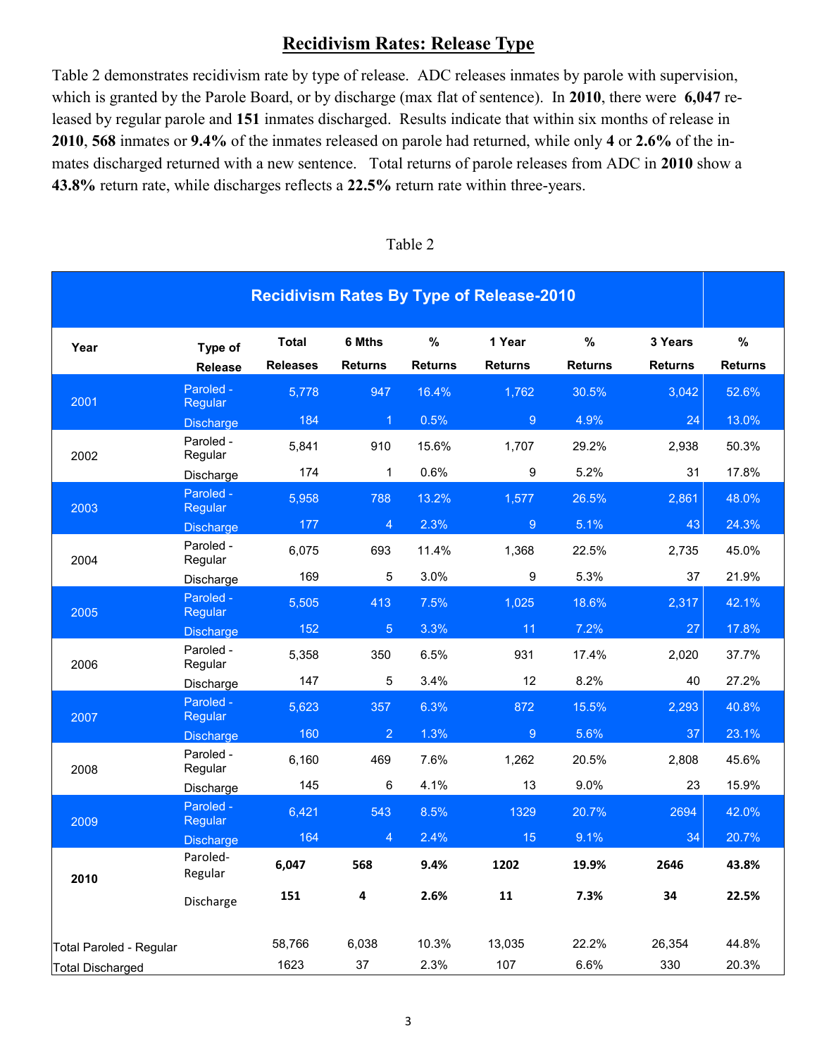# Recidivism Rates: Release Type

Table 2 demonstrates recidivism rate by type of release. ADC releases inmates by parole with supervision, which is granted by the Parole Board, or by discharge (max flat of sentence). In **2010**, there were **6,047** released by regular parole and **151** inmates discharged. Results indicate that within six months of release in **2010**, **568** inmates or **9.4%** of the inmates released on parole had returned, while only **4** or **2.6%** of the inmates discharged returned with a new sentence. Total returns of parole releases from ADC in **2010** show a **43.8%** return rate, while discharges reflects a **22.5%** return rate within three-years.

Table 2

**Recidivism Rates By Type of Release-2010**

| Year | Type of Release | Total Releases | 6 Mths Returns | % Returns | 1 Year Returns | % Returns | 3 Years Returns | % Returns |
|---|---|---|---|---|---|---|---|---|
| 2001 | Paroled - Regular | 5,778 | 947 | 16.4% | 1,762 | 30.5% | 3,042 | 52.6% |
| | Discharge | 184 | 1 | 0.5% | 9 | 4.9% | 24 | 13.0% |
| 2002 | Paroled - Regular | 5,841 | 910 | 15.6% | 1,707 | 29.2% | 2,938 | 50.3% |
| | Discharge | 174 | 1 | 0.6% | 9 | 5.2% | 31 | 17.8% |
| 2003 | Paroled - Regular | 5,958 | 788 | 13.2% | 1,577 | 26.5% | 2,861 | 48.0% |
| | Discharge | 177 | 4 | 2.3% | 9 | 5.1% | 43 | 24.3% |
| 2004 | Paroled - Regular | 6,075 | 693 | 11.4% | 1,368 | 22.5% | 2,735 | 45.0% |
| | Discharge | 169 | 5 | 3.0% | 9 | 5.3% | 37 | 21.9% |
| 2005 | Paroled - Regular | 5,505 | 413 | 7.5% | 1,025 | 18.6% | 2,317 | 42.1% |
| | Discharge | 152 | 5 | 3.3% | 11 | 7.2% | 27 | 17.8% |
| 2006 | Paroled - Regular | 5,358 | 350 | 6.5% | 931 | 17.4% | 2,020 | 37.7% |
| | Discharge | 147 | 5 | 3.4% | 12 | 8.2% | 40 | 27.2% |
| 2007 | Paroled - Regular | 5,623 | 357 | 6.3% | 872 | 15.5% | 2,293 | 40.8% |
| | Discharge | 160 | 2 | 1.3% | 9 | 5.6% | 37 | 23.1% |
| 2008 | Paroled - Regular | 6,160 | 469 | 7.6% | 1,262 | 20.5% | 2,808 | 45.6% |
| | Discharge | 145 | 6 | 4.1% | 13 | 9.0% | 23 | 15.9% |
| 2009 | Paroled - Regular | 6,421 | 543 | 8.5% | 1329 | 20.7% | 2694 | 42.0% |
| | Discharge | 164 | 4 | 2.4% | 15 | 9.1% | 34 | 20.7% |
| **2010** | Paroled-Regular | **6,047** | **568** | **9.4%** | **1202** | **19.9%** | **2646** | **43.8%** |
| | Discharge | **151** | **4** | **2.6%** | **11** | **7.3%** | **34** | **22.5%** |
| Total Paroled - Regular | | 58,766 | 6,038 | 10.3% | 13,035 | 22.2% | 26,354 | 44.8% |
| Total Discharged | | 1623 | 37 | 2.3% | 107 | 6.6% | 330 | 20.3% |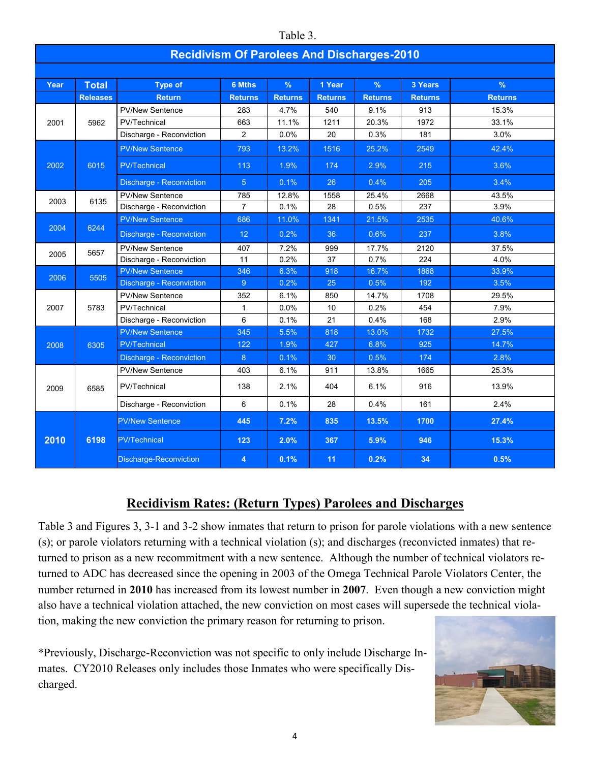Table 3.

| Recidivism Of Parolees And Discharges-2010 | | | | | | | | |
|---|---|---|---|---|---|---|---|---|
| **Year** | **Total Releases** | **Type of Return** | **6 Mths Returns** | **% Returns** | **1 Year Returns** | **% Returns** | **3 Years Returns** | **% Returns** |
| 2001 | 5962 | PV/New Sentence | 283 | 4.7% | 540 | 9.1% | 913 | 15.3% |
| | | PV/Technical | 663 | 11.1% | 1211 | 20.3% | 1972 | 33.1% |
| | | Discharge - Reconviction | 2 | 0.0% | 20 | 0.3% | 181 | 3.0% |
| 2002 | 6015 | PV/New Sentence | 793 | 13.2% | 1516 | 25.2% | 2549 | 42.4% |
| | | PV/Technical | 113 | 1.9% | 174 | 2.9% | 215 | 3.6% |
| | | Discharge - Reconviction | 5 | 0.1% | 26 | 0.4% | 205 | 3.4% |
| 2003 | 6135 | PV/New Sentence | 785 | 12.8% | 1558 | 25.4% | 2668 | 43.5% |
| | | Discharge - Reconviction | 7 | 0.1% | 28 | 0.5% | 237 | 3.9% |
| 2004 | 6244 | PV/New Sentence | 686 | 11.0% | 1341 | 21.5% | 2535 | 40.6% |
| | | Discharge - Reconviction | 12 | 0.2% | 36 | 0.6% | 237 | 3.8% |
| 2005 | 5657 | PV/New Sentence | 407 | 7.2% | 999 | 17.7% | 2120 | 37.5% |
| | | Discharge - Reconviction | 11 | 0.2% | 37 | 0.7% | 224 | 4.0% |
| 2006 | 5505 | PV/New Sentence | 346 | 6.3% | 918 | 16.7% | 1868 | 33.9% |
| | | Discharge - Reconviction | 9 | 0.2% | 25 | 0.5% | 192 | 3.5% |
| 2007 | 5783 | PV/New Sentence | 352 | 6.1% | 850 | 14.7% | 1708 | 29.5% |
| | | PV/Technical | 1 | 0.0% | 10 | 0.2% | 454 | 7.9% |
| | | Discharge - Reconviction | 6 | 0.1% | 21 | 0.4% | 168 | 2.9% |
| 2008 | 6305 | PV/New Sentence | 345 | 5.5% | 818 | 13.0% | 1732 | 27.5% |
| | | PV/Technical | 122 | 1.9% | 427 | 6.8% | 925 | 14.7% |
| | | Discharge - Reconviction | 8 | 0.1% | 30 | 0.5% | 174 | 2.8% |
| 2009 | 6585 | PV/New Sentence | 403 | 6.1% | 911 | 13.8% | 1665 | 25.3% |
| | | PV/Technical | 138 | 2.1% | 404 | 6.1% | 916 | 13.9% |
| | | Discharge - Reconviction | 6 | 0.1% | 28 | 0.4% | 161 | 2.4% |
| **2010** | **6198** | PV/New Sentence | **445** | **7.2%** | **835** | **13.5%** | **1700** | **27.4%** |
| | | PV/Technical | **123** | **2.0%** | **367** | **5.9%** | **946** | **15.3%** |
| | | Discharge-Reconviction | **4** | **0.1%** | **11** | **0.2%** | **34** | **0.5%** |

## Recidivism Rates: (Return Types) Parolees and Discharges

Table 3 and Figures 3, 3-1 and 3-2 show inmates that return to prison for parole violations with a new sentence (s); or parole violators returning with a technical violation (s); and discharges (reconvicted inmates) that returned to prison as a new recommitment with a new sentence. Although the number of technical violators returned to ADC has decreased since the opening in 2003 of the Omega Technical Parole Violators Center, the number returned in **2010** has increased from its lowest number in **2007**. Even though a new conviction might also have a technical violation attached, the new conviction on most cases will supersede the technical violation, making the new conviction the primary reason for returning to prison.

*Previously, Discharge-Reconviction was not specific to only include Discharge Inmates. CY2010 Releases only includes those Inmates who were specifically Discharged.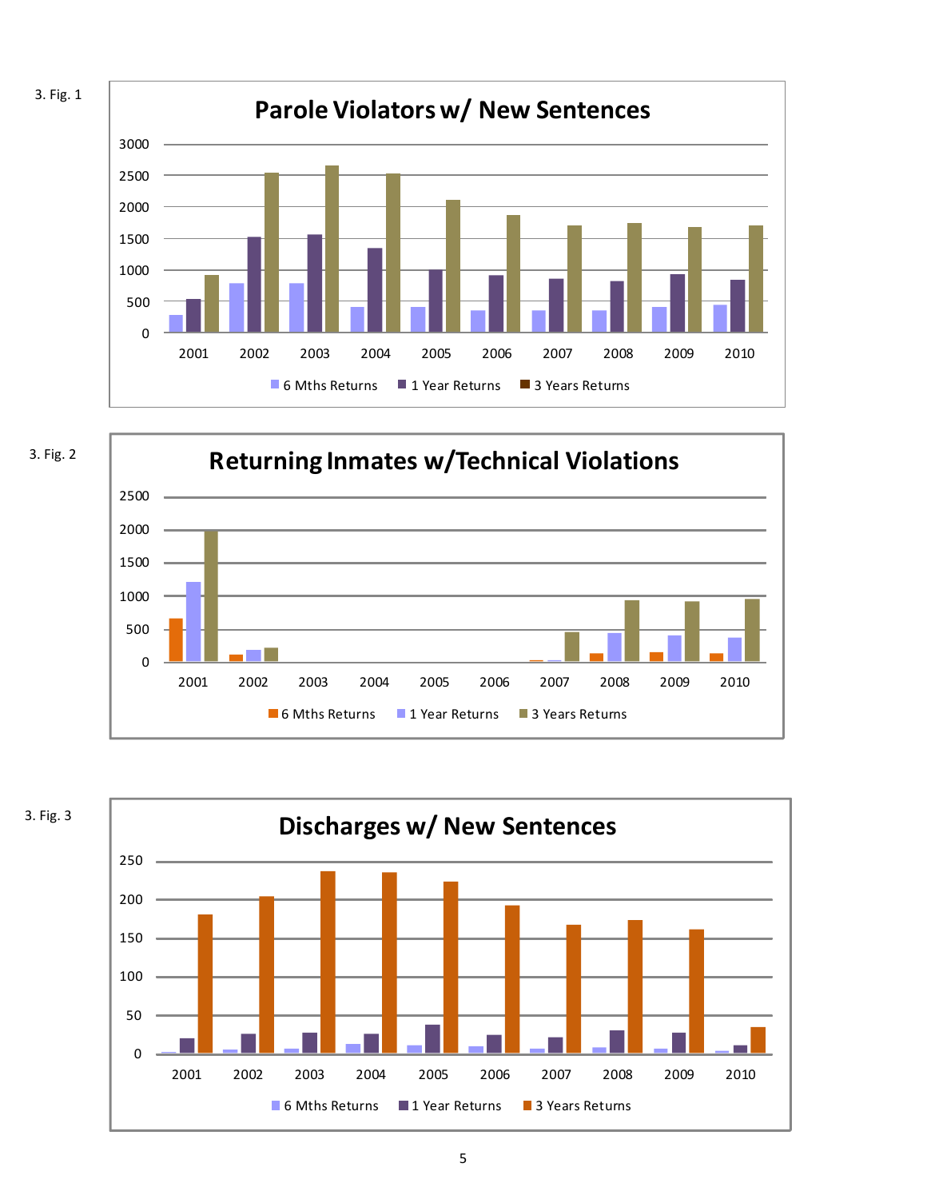3. Fig. 1

**Parole Violators w/ New Sentences**

3. Fig. 2

**Returning Inmates w/Technical Violations**

3. Fig. 3

**Discharges w/ New Sentences**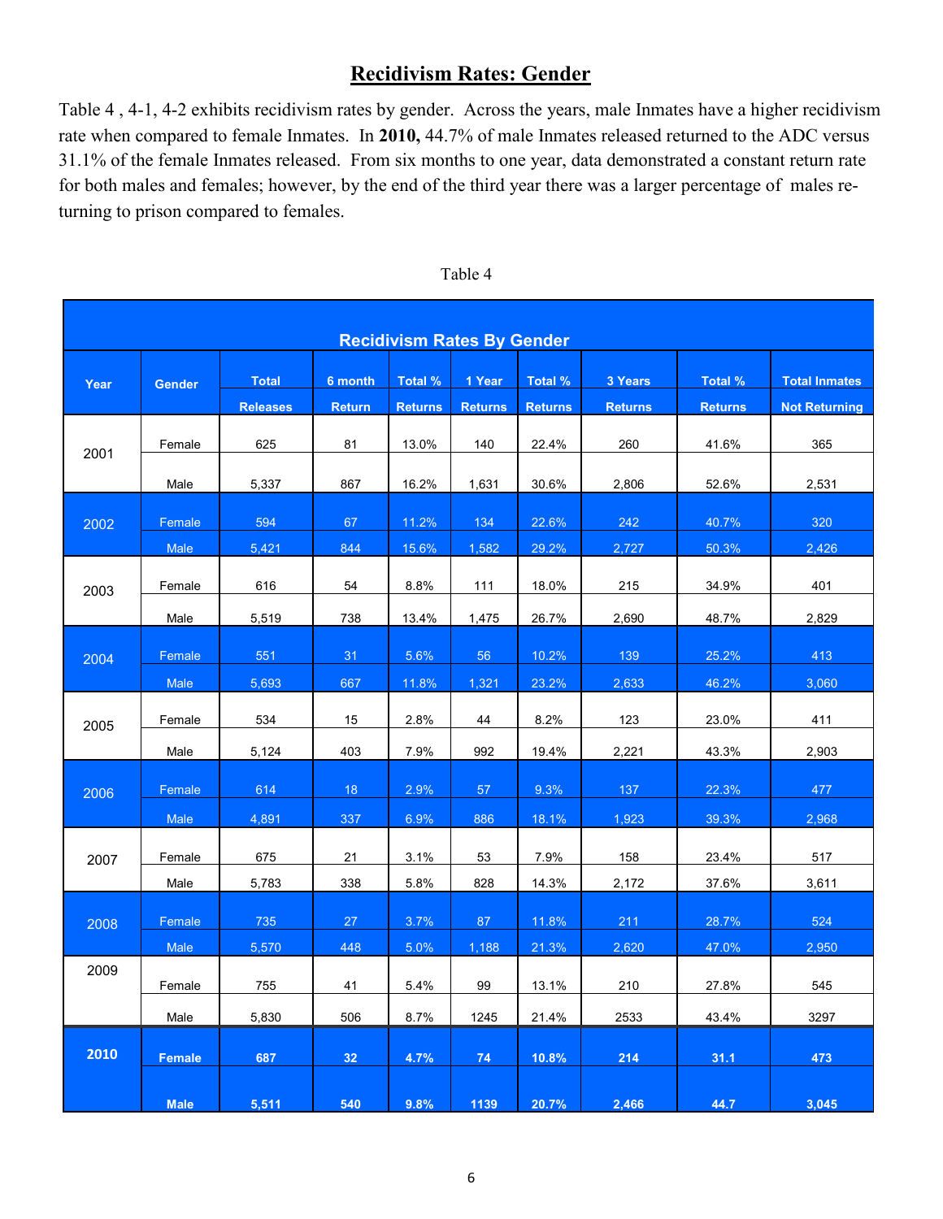# Recidivism Rates: Gender

Table 4 , 4-1, 4-2 exhibits recidivism rates by gender. Across the years, male Inmates have a higher recidivism rate when compared to female Inmates. In **2010,** 44.7% of male Inmates released returned to the ADC versus 31.1% of the female Inmates released. From six months to one year, data demonstrated a constant return rate for both males and females; however, by the end of the third year there was a larger percentage of males returning to prison compared to females.

Table 4

| Recidivism Rates By Gender | | | | | | | | | |
|---|---|---|---|---|---|---|---|---|---|
| Year | Gender | Total Releases | 6 month Return | Total % Returns | 1 Year Returns | Total % Returns | 3 Years Returns | Total % Returns | Total Inmates Not Returning |
| 2001 | Female | 625 | 81 | 13.0% | 140 | 22.4% | 260 | 41.6% | 365 |
| | Male | 5,337 | 867 | 16.2% | 1,631 | 30.6% | 2,806 | 52.6% | 2,531 |
| 2002 | Female | 594 | 67 | 11.2% | 134 | 22.6% | 242 | 40.7% | 320 |
| | Male | 5,421 | 844 | 15.6% | 1,582 | 29.2% | 2,727 | 50.3% | 2,426 |
| 2003 | Female | 616 | 54 | 8.8% | 111 | 18.0% | 215 | 34.9% | 401 |
| | Male | 5,519 | 738 | 13.4% | 1,475 | 26.7% | 2,690 | 48.7% | 2,829 |
| 2004 | Female | 551 | 31 | 5.6% | 56 | 10.2% | 139 | 25.2% | 413 |
| | Male | 5,693 | 667 | 11.8% | 1,321 | 23.2% | 2,633 | 46.2% | 3,060 |
| 2005 | Female | 534 | 15 | 2.8% | 44 | 8.2% | 123 | 23.0% | 411 |
| | Male | 5,124 | 403 | 7.9% | 992 | 19.4% | 2,221 | 43.3% | 2,903 |
| 2006 | Female | 614 | 18 | 2.9% | 57 | 9.3% | 137 | 22.3% | 477 |
| | Male | 4,891 | 337 | 6.9% | 886 | 18.1% | 1,923 | 39.3% | 2,968 |
| 2007 | Female | 675 | 21 | 3.1% | 53 | 7.9% | 158 | 23.4% | 517 |
| | Male | 5,783 | 338 | 5.8% | 828 | 14.3% | 2,172 | 37.6% | 3,611 |
| 2008 | Female | 735 | 27 | 3.7% | 87 | 11.8% | 211 | 28.7% | 524 |
| | Male | 5,570 | 448 | 5.0% | 1,188 | 21.3% | 2,620 | 47.0% | 2,950 |
| 2009 | Female | 755 | 41 | 5.4% | 99 | 13.1% | 210 | 27.8% | 545 |
| | Male | 5,830 | 506 | 8.7% | 1245 | 21.4% | 2533 | 43.4% | 3297 |
| **2010** | **Female** | **687** | **32** | **4.7%** | **74** | **10.8%** | **214** | **31.1** | **473** |
| | **Male** | **5,511** | **540** | **9.8%** | **1139** | **20.7%** | **2,466** | **44.7** | **3,045** |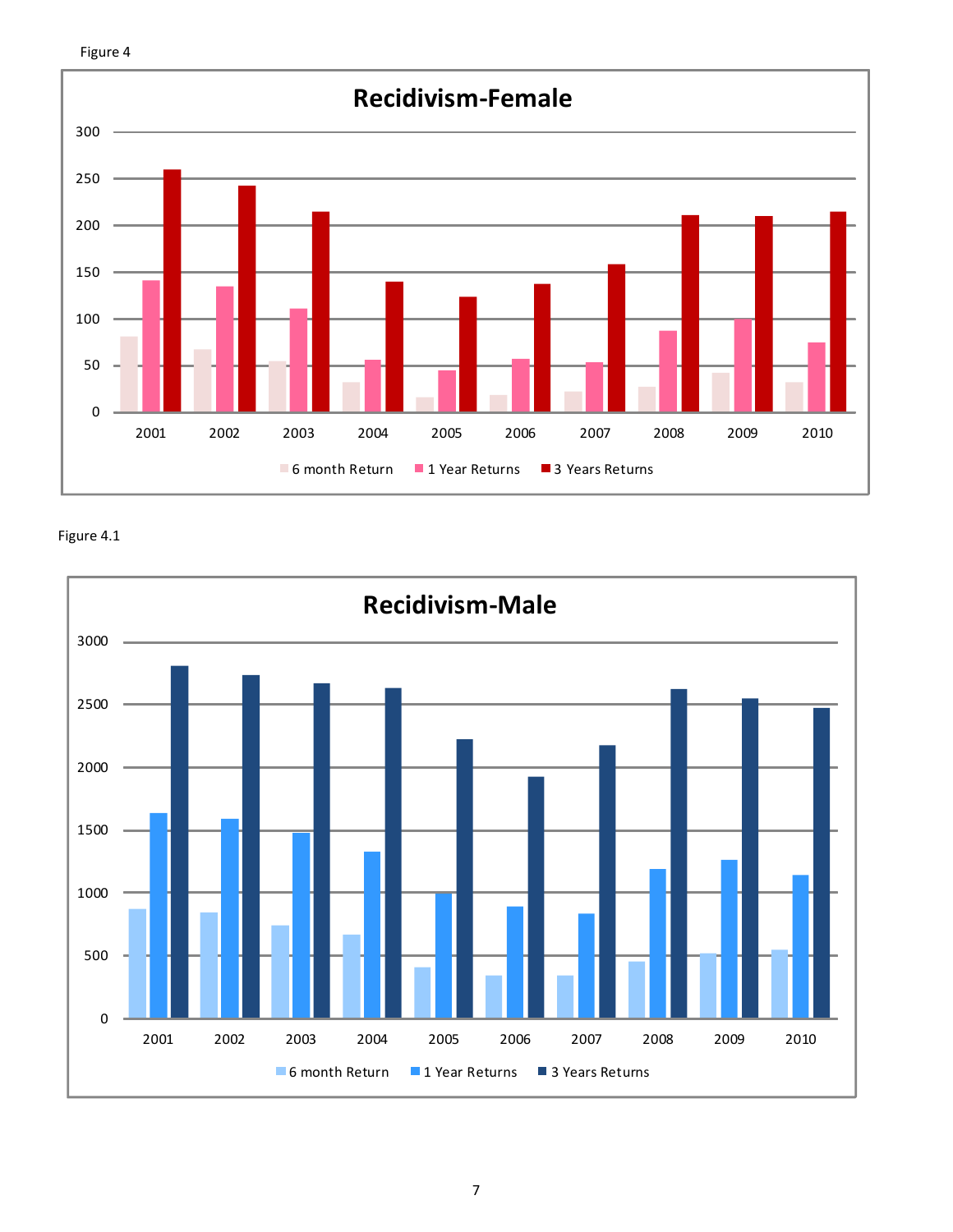Figure 4

Recidivism-Female

Figure 4.1

Recidivism-Male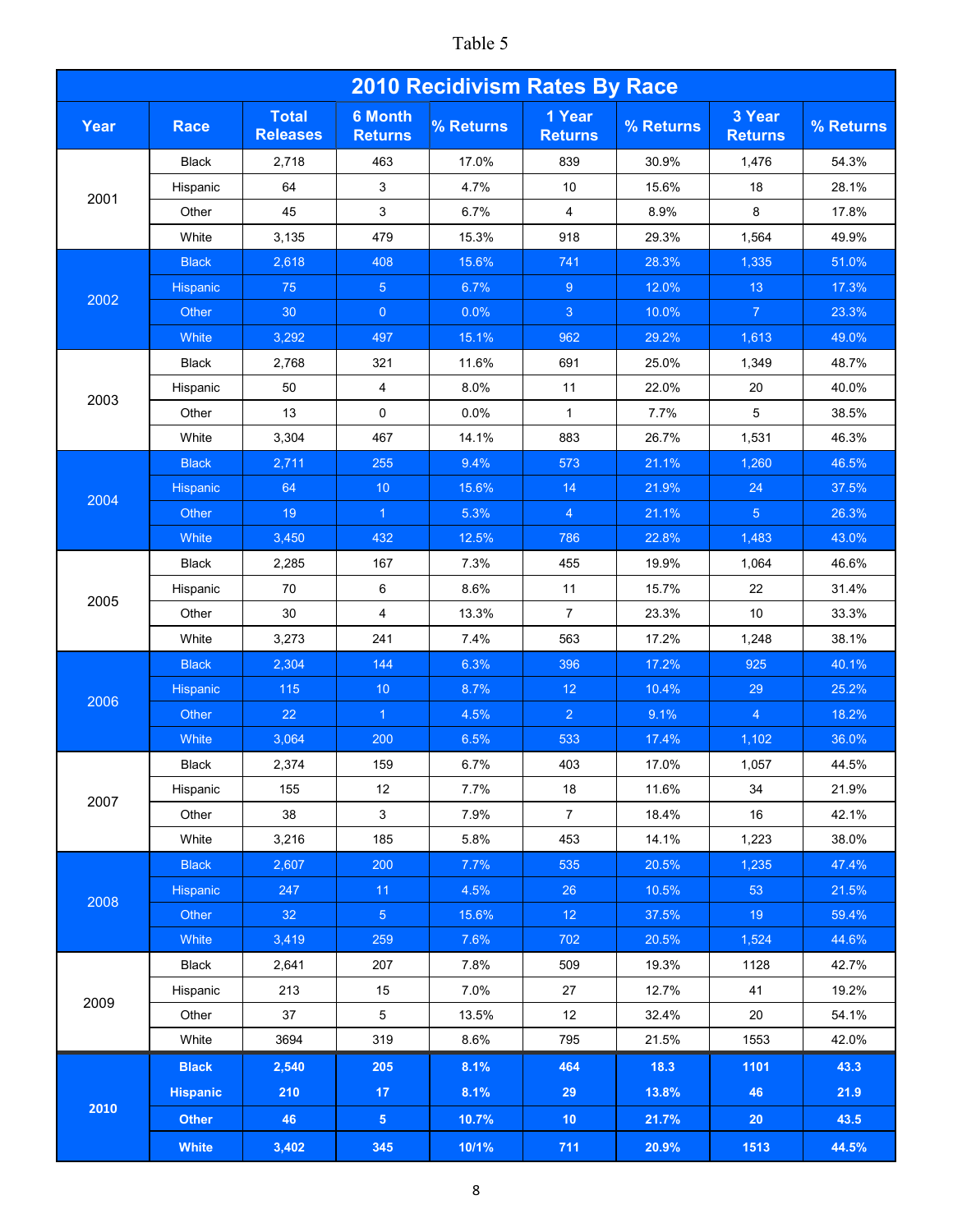Table 5

| 2010 Recidivism Rates By Race | | | | | | | | |
|---|---|---|---|---|---|---|---|---|
| **Year** | **Race** | **Total Releases** | **6 Month Returns** | **% Returns** | **1 Year Returns** | **% Returns** | **3 Year Returns** | **% Returns** |
| 2001 | Black | 2,718 | 463 | 17.0% | 839 | 30.9% | 1,476 | 54.3% |
| | Hispanic | 64 | 3 | 4.7% | 10 | 15.6% | 18 | 28.1% |
| | Other | 45 | 3 | 6.7% | 4 | 8.9% | 8 | 17.8% |
| | White | 3,135 | 479 | 15.3% | 918 | 29.3% | 1,564 | 49.9% |
| 2002 | Black | 2,618 | 408 | 15.6% | 741 | 28.3% | 1,335 | 51.0% |
| | Hispanic | 75 | 5 | 6.7% | 9 | 12.0% | 13 | 17.3% |
| | Other | 30 | 0 | 0.0% | 3 | 10.0% | 7 | 23.3% |
| | White | 3,292 | 497 | 15.1% | 962 | 29.2% | 1,613 | 49.0% |
| 2003 | Black | 2,768 | 321 | 11.6% | 691 | 25.0% | 1,349 | 48.7% |
| | Hispanic | 50 | 4 | 8.0% | 11 | 22.0% | 20 | 40.0% |
| | Other | 13 | 0 | 0.0% | 1 | 7.7% | 5 | 38.5% |
| | White | 3,304 | 467 | 14.1% | 883 | 26.7% | 1,531 | 46.3% |
| 2004 | Black | 2,711 | 255 | 9.4% | 573 | 21.1% | 1,260 | 46.5% |
| | Hispanic | 64 | 10 | 15.6% | 14 | 21.9% | 24 | 37.5% |
| | Other | 19 | 1 | 5.3% | 4 | 21.1% | 5 | 26.3% |
| | White | 3,450 | 432 | 12.5% | 786 | 22.8% | 1,483 | 43.0% |
| 2005 | Black | 2,285 | 167 | 7.3% | 455 | 19.9% | 1,064 | 46.6% |
| | Hispanic | 70 | 6 | 8.6% | 11 | 15.7% | 22 | 31.4% |
| | Other | 30 | 4 | 13.3% | 7 | 23.3% | 10 | 33.3% |
| | White | 3,273 | 241 | 7.4% | 563 | 17.2% | 1,248 | 38.1% |
| 2006 | Black | 2,304 | 144 | 6.3% | 396 | 17.2% | 925 | 40.1% |
| | Hispanic | 115 | 10 | 8.7% | 12 | 10.4% | 29 | 25.2% |
| | Other | 22 | 1 | 4.5% | 2 | 9.1% | 4 | 18.2% |
| | White | 3,064 | 200 | 6.5% | 533 | 17.4% | 1,102 | 36.0% |
| 2007 | Black | 2,374 | 159 | 6.7% | 403 | 17.0% | 1,057 | 44.5% |
| | Hispanic | 155 | 12 | 7.7% | 18 | 11.6% | 34 | 21.9% |
| | Other | 38 | 3 | 7.9% | 7 | 18.4% | 16 | 42.1% |
| | White | 3,216 | 185 | 5.8% | 453 | 14.1% | 1,223 | 38.0% |
| 2008 | Black | 2,607 | 200 | 7.7% | 535 | 20.5% | 1,235 | 47.4% |
| | Hispanic | 247 | 11 | 4.5% | 26 | 10.5% | 53 | 21.5% |
| | Other | 32 | 5 | 15.6% | 12 | 37.5% | 19 | 59.4% |
| | White | 3,419 | 259 | 7.6% | 702 | 20.5% | 1,524 | 44.6% |
| 2009 | Black | 2,641 | 207 | 7.8% | 509 | 19.3% | 1128 | 42.7% |
| | Hispanic | 213 | 15 | 7.0% | 27 | 12.7% | 41 | 19.2% |
| | Other | 37 | 5 | 13.5% | 12 | 32.4% | 20 | 54.1% |
| | White | 3694 | 319 | 8.6% | 795 | 21.5% | 1553 | 42.0% |
| **2010** | **Black** | **2,540** | **205** | **8.1%** | **464** | **18.3** | **1101** | **43.3** |
| | **Hispanic** | **210** | **17** | **8.1%** | **29** | **13.8%** | **46** | **21.9** |
| | **Other** | **46** | **5** | **10.7%** | **10** | **21.7%** | **20** | **43.5** |
| | **White** | **3,402** | **345** | **10/1%** | **711** | **20.9%** | **1513** | **44.5%** |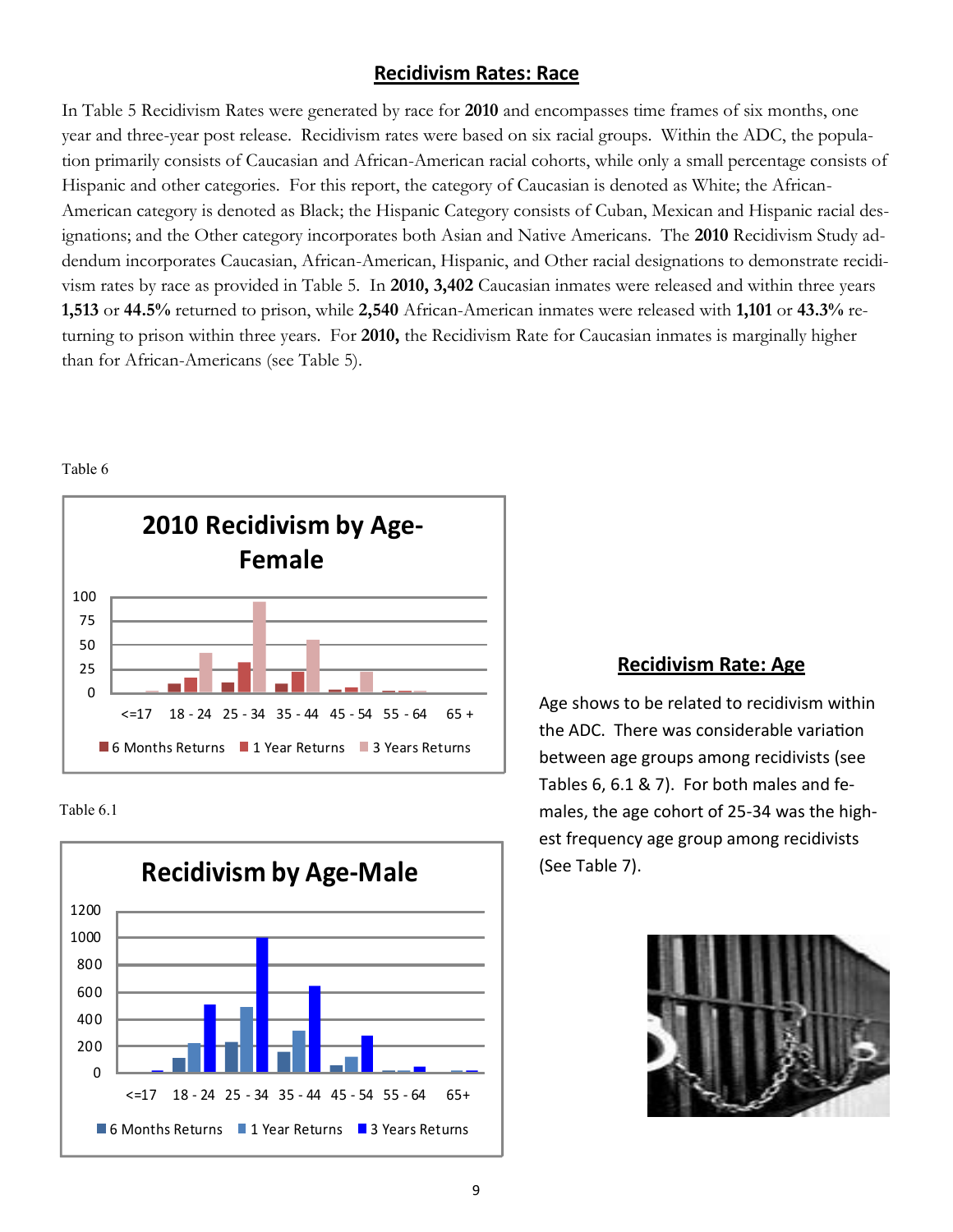## Recidivism Rates: Race

In Table 5 Recidivism Rates were generated by race for **2010** and encompasses time frames of six months, one year and three-year post release. Recidivism rates were based on six racial groups. Within the ADC, the population primarily consists of Caucasian and African-American racial cohorts, while only a small percentage consists of Hispanic and other categories. For this report, the category of Caucasian is denoted as White; the African-American category is denoted as Black; the Hispanic Category consists of Cuban, Mexican and Hispanic racial designations; and the Other category incorporates both Asian and Native Americans. The **2010** Recidivism Study addendum incorporates Caucasian, African-American, Hispanic, and Other racial designations to demonstrate recidivism rates by race as provided in Table 5. In **2010, 3,402** Caucasian inmates were released and within three years **1,513** or **44.5%** returned to prison, while **2,540** African-American inmates were released with **1,101** or **43.3%** returning to prison within three years. For **2010,** the Recidivism Rate for Caucasian inmates is marginally higher than for African-Americans (see Table 5).

Table 6

**2010 Recidivism by Age-Female**

Table 6.1

**Recidivism by Age-Male**

## Recidivism Rate: Age

Age shows to be related to recidivism within the ADC. There was considerable variation between age groups among recidivists (see Tables 6, 6.1 & 7). For both males and females, the age cohort of 25-34 was the highest frequency age group among recidivists (See Table 7).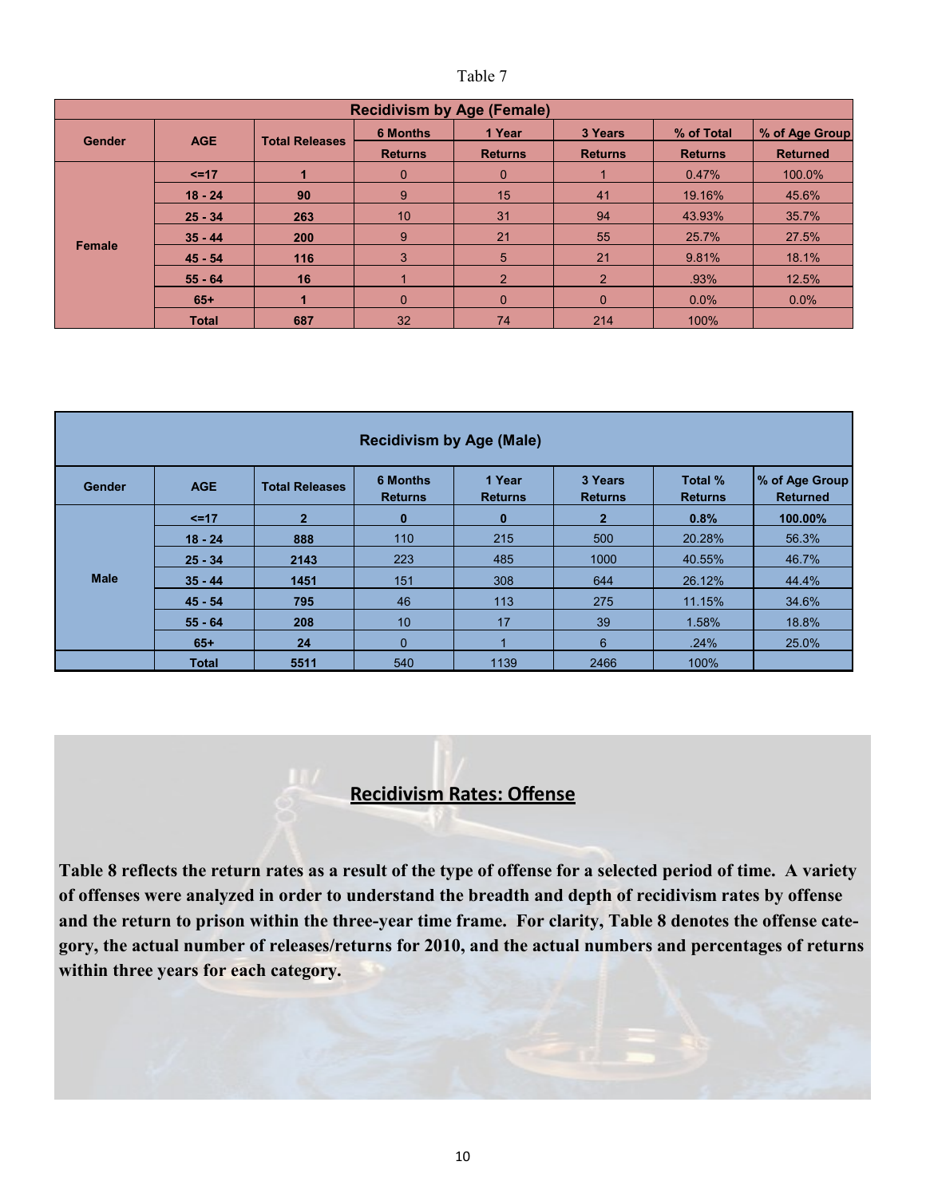Table 7

| Recidivism by Age (Female) | | | | | | | |
|---|---|---|---|---|---|---|---|
| Gender | AGE | Total Releases | 6 Months | 1 Year | 3 Years | % of Total | % of Age Group |
| | | | Returns | Returns | Returns | Returns | Returned |
| Female | <=17 | 1 | 0 | 0 | 1 | 0.47% | 100.0% |
| | 18 - 24 | 90 | 9 | 15 | 41 | 19.16% | 45.6% |
| | 25 - 34 | 263 | 10 | 31 | 94 | 43.93% | 35.7% |
| | 35 - 44 | 200 | 9 | 21 | 55 | 25.7% | 27.5% |
| | 45 - 54 | 116 | 3 | 5 | 21 | 9.81% | 18.1% |
| | 55 - 64 | 16 | 1 | 2 | 2 | .93% | 12.5% |
| | 65+ | 1 | 0 | 0 | 0 | 0.0% | 0.0% |
| | Total | 687 | 32 | 74 | 214 | 100% | |

| Recidivism by Age (Male) | | | | | | | |
|---|---|---|---|---|---|---|---|
| Gender | AGE | Total Releases | 6 Months Returns | 1 Year Returns | 3 Years Returns | Total % Returns | % of Age Group Returned |
| Male | <=17 | 2 | 0 | 0 | 2 | 0.8% | 100.00% |
| | 18 - 24 | 888 | 110 | 215 | 500 | 20.28% | 56.3% |
| | 25 - 34 | 2143 | 223 | 485 | 1000 | 40.55% | 46.7% |
| | 35 - 44 | 1451 | 151 | 308 | 644 | 26.12% | 44.4% |
| | 45 - 54 | 795 | 46 | 113 | 275 | 11.15% | 34.6% |
| | 55 - 64 | 208 | 10 | 17 | 39 | 1.58% | 18.8% |
| | 65+ | 24 | 0 | 1 | 6 | .24% | 25.0% |
| | Total | 5511 | 540 | 1139 | 2466 | 100% | |

## Recidivism Rates: Offense

**Table 8 reflects the return rates as a result of the type of offense for a selected period of time. A variety of offenses were analyzed in order to understand the breadth and depth of recidivism rates by offense and the return to prison within the three-year time frame. For clarity, Table 8 denotes the offense category, the actual number of releases/returns for 2010, and the actual numbers and percentages of returns within three years for each category.**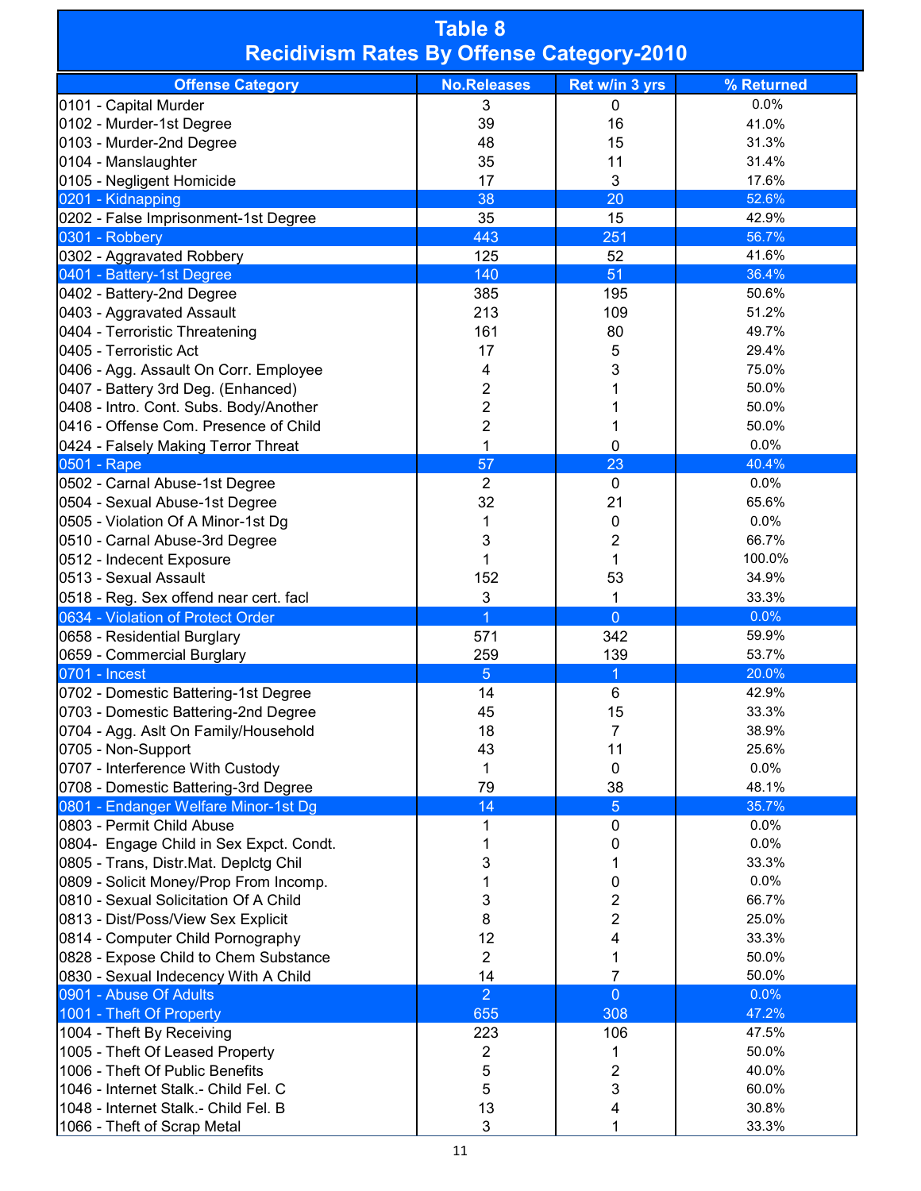# Table 8
## Recidivism Rates By Offense Category-2010

| Offense Category | No.Releases | Ret w/in 3 yrs | % Returned |
|---|---|---|---|
| 0101 - Capital Murder | 3 | 0 | 0.0% |
| 0102 - Murder-1st Degree | 39 | 16 | 41.0% |
| 0103 - Murder-2nd Degree | 48 | 15 | 31.3% |
| 0104 - Manslaughter | 35 | 11 | 31.4% |
| 0105 - Negligent Homicide | 17 | 3 | 17.6% |
| 0201 - Kidnapping | 38 | 20 | 52.6% |
| 0202 - False Imprisonment-1st Degree | 35 | 15 | 42.9% |
| 0301 - Robbery | 443 | 251 | 56.7% |
| 0302 - Aggravated Robbery | 125 | 52 | 41.6% |
| 0401 - Battery-1st Degree | 140 | 51 | 36.4% |
| 0402 - Battery-2nd Degree | 385 | 195 | 50.6% |
| 0403 - Aggravated Assault | 213 | 109 | 51.2% |
| 0404 - Terroristic Threatening | 161 | 80 | 49.7% |
| 0405 - Terroristic Act | 17 | 5 | 29.4% |
| 0406 - Agg. Assault On Corr. Employee | 4 | 3 | 75.0% |
| 0407 - Battery 3rd Deg. (Enhanced) | 2 | 1 | 50.0% |
| 0408 - Intro. Cont. Subs. Body/Another | 2 | 1 | 50.0% |
| 0416 - Offense Com. Presence of Child | 2 | 1 | 50.0% |
| 0424 - Falsely Making Terror Threat | 1 | 0 | 0.0% |
| 0501 - Rape | 57 | 23 | 40.4% |
| 0502 - Carnal Abuse-1st Degree | 2 | 0 | 0.0% |
| 0504 - Sexual Abuse-1st Degree | 32 | 21 | 65.6% |
| 0505 - Violation Of A Minor-1st Dg | 1 | 0 | 0.0% |
| 0510 - Carnal Abuse-3rd Degree | 3 | 2 | 66.7% |
| 0512 - Indecent Exposure | 1 | 1 | 100.0% |
| 0513 - Sexual Assault | 152 | 53 | 34.9% |
| 0518 - Reg. Sex offend near cert. facl | 3 | 1 | 33.3% |
| 0634 - Violation of Protect Order | 1 | 0 | 0.0% |
| 0658 - Residential Burglary | 571 | 342 | 59.9% |
| 0659 - Commercial Burglary | 259 | 139 | 53.7% |
| 0701 - Incest | 5 | 1 | 20.0% |
| 0702 - Domestic Battering-1st Degree | 14 | 6 | 42.9% |
| 0703 - Domestic Battering-2nd Degree | 45 | 15 | 33.3% |
| 0704 - Agg. Aslt On Family/Household | 18 | 7 | 38.9% |
| 0705 - Non-Support | 43 | 11 | 25.6% |
| 0707 - Interference With Custody | 1 | 0 | 0.0% |
| 0708 - Domestic Battering-3rd Degree | 79 | 38 | 48.1% |
| 0801 - Endanger Welfare Minor-1st Dg | 14 | 5 | 35.7% |
| 0803 - Permit Child Abuse | 1 | 0 | 0.0% |
| 0804- Engage Child in Sex Expct. Condt. | 1 | 0 | 0.0% |
| 0805 - Trans, Distr.Mat. Deplctg Chil | 3 | 1 | 33.3% |
| 0809 - Solicit Money/Prop From Incomp. | 1 | 0 | 0.0% |
| 0810 - Sexual Solicitation Of A Child | 3 | 2 | 66.7% |
| 0813 - Dist/Poss/View Sex Explicit | 8 | 2 | 25.0% |
| 0814 - Computer Child Pornography | 12 | 4 | 33.3% |
| 0828 - Expose Child to Chem Substance | 2 | 1 | 50.0% |
| 0830 - Sexual Indecency With A Child | 14 | 7 | 50.0% |
| 0901 - Abuse Of Adults | 2 | 0 | 0.0% |
| 1001 - Theft Of Property | 655 | 308 | 47.2% |
| 1004 - Theft By Receiving | 223 | 106 | 47.5% |
| 1005 - Theft Of Leased Property | 2 | 1 | 50.0% |
| 1006 - Theft Of Public Benefits | 5 | 2 | 40.0% |
| 1046 - Internet Stalk.- Child Fel. C | 5 | 3 | 60.0% |
| 1048 - Internet Stalk.- Child Fel. B | 13 | 4 | 30.8% |
| 1066 - Theft of Scrap Metal | 3 | 1 | 33.3% |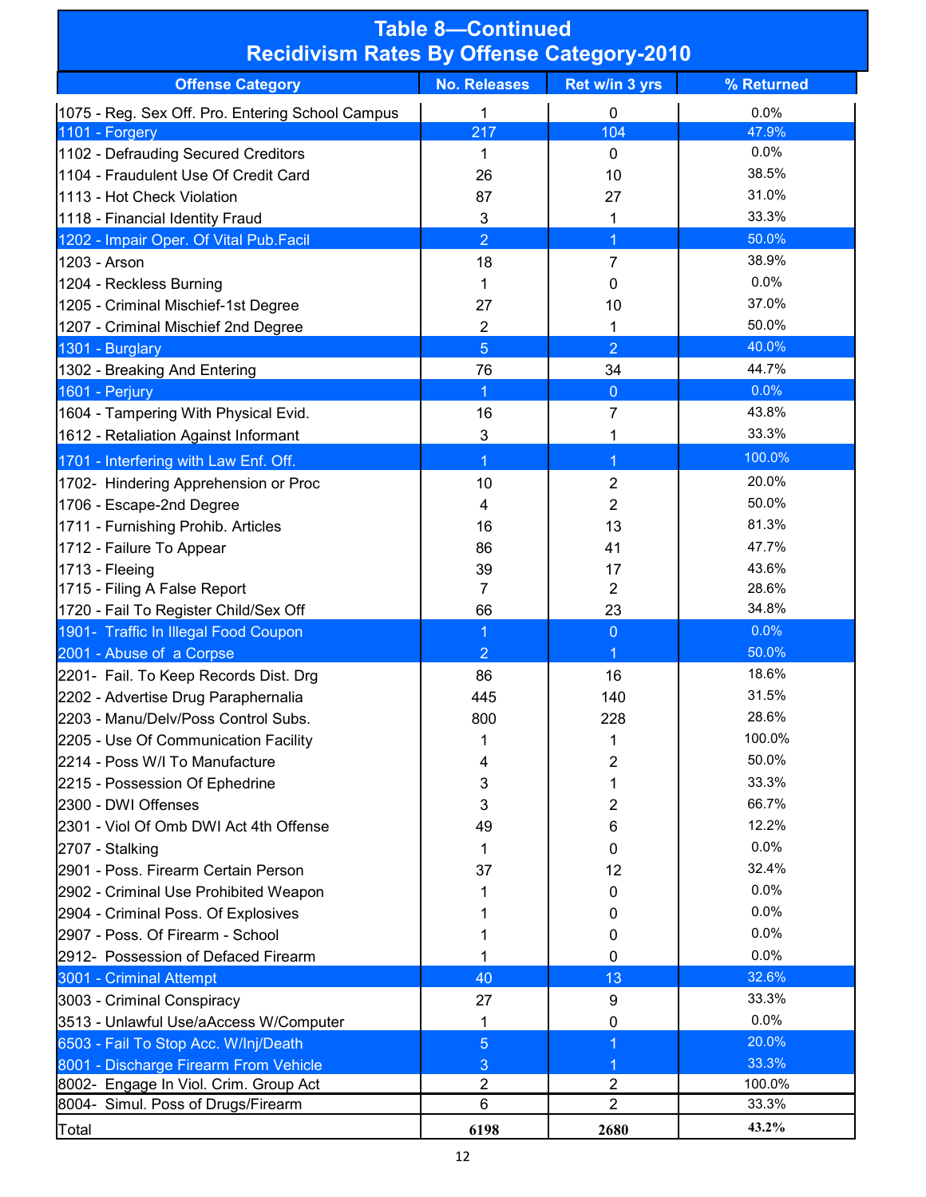## Table 8—Continued
## Recidivism Rates By Offense Category-2010

| Offense Category | No. Releases | Ret w/in 3 yrs | % Returned |
|---|---|---|---|
| 1075 - Reg. Sex Off. Pro. Entering School Campus | 1 | 0 | 0.0% |
| 1101 - Forgery | 217 | 104 | 47.9% |
| 1102 - Defrauding Secured Creditors | 1 | 0 | 0.0% |
| 1104 - Fraudulent Use Of Credit Card | 26 | 10 | 38.5% |
| 1113 - Hot Check Violation | 87 | 27 | 31.0% |
| 1118 - Financial Identity Fraud | 3 | 1 | 33.3% |
| 1202 - Impair Oper. Of Vital Pub.Facil | 2 | 1 | 50.0% |
| 1203 - Arson | 18 | 7 | 38.9% |
| 1204 - Reckless Burning | 1 | 0 | 0.0% |
| 1205 - Criminal Mischief-1st Degree | 27 | 10 | 37.0% |
| 1207 - Criminal Mischief 2nd Degree | 2 | 1 | 50.0% |
| 1301 - Burglary | 5 | 2 | 40.0% |
| 1302 - Breaking And Entering | 76 | 34 | 44.7% |
| 1601 - Perjury | 1 | 0 | 0.0% |
| 1604 - Tampering With Physical Evid. | 16 | 7 | 43.8% |
| 1612 - Retaliation Against Informant | 3 | 1 | 33.3% |
| 1701 - Interfering with Law Enf. Off. | 1 | 1 | 100.0% |
| 1702- Hindering Apprehension or Proc | 10 | 2 | 20.0% |
| 1706 - Escape-2nd Degree | 4 | 2 | 50.0% |
| 1711 - Furnishing Prohib. Articles | 16 | 13 | 81.3% |
| 1712 - Failure To Appear | 86 | 41 | 47.7% |
| 1713 - Fleeing | 39 | 17 | 43.6% |
| 1715 - Filing A False Report | 7 | 2 | 28.6% |
| 1720 - Fail To Register Child/Sex Off | 66 | 23 | 34.8% |
| 1901- Traffic In Illegal Food Coupon | 1 | 0 | 0.0% |
| 2001 - Abuse of a Corpse | 2 | 1 | 50.0% |
| 2201- Fail. To Keep Records Dist. Drg | 86 | 16 | 18.6% |
| 2202 - Advertise Drug Paraphernalia | 445 | 140 | 31.5% |
| 2203 - Manu/Delv/Poss Control Subs. | 800 | 228 | 28.6% |
| 2205 - Use Of Communication Facility | 1 | 1 | 100.0% |
| 2214 - Poss W/I To Manufacture | 4 | 2 | 50.0% |
| 2215 - Possession Of Ephedrine | 3 | 1 | 33.3% |
| 2300 - DWI Offenses | 3 | 2 | 66.7% |
| 2301 - Viol Of Omb DWI Act 4th Offense | 49 | 6 | 12.2% |
| 2707 - Stalking | 1 | 0 | 0.0% |
| 2901 - Poss. Firearm Certain Person | 37 | 12 | 32.4% |
| 2902 - Criminal Use Prohibited Weapon | 1 | 0 | 0.0% |
| 2904 - Criminal Poss. Of Explosives | 1 | 0 | 0.0% |
| 2907 - Poss. Of Firearm - School | 1 | 0 | 0.0% |
| 2912- Possession of Defaced Firearm | 1 | 0 | 0.0% |
| 3001 - Criminal Attempt | 40 | 13 | 32.6% |
| 3003 - Criminal Conspiracy | 27 | 9 | 33.3% |
| 3513 - Unlawful Use/aAccess W/Computer | 1 | 0 | 0.0% |
| 6503 - Fail To Stop Acc. W/Inj/Death | 5 | 1 | 20.0% |
| 8001 - Discharge Firearm From Vehicle | 3 | 1 | 33.3% |
| 8002- Engage In Viol. Crim. Group Act | 2 | 2 | 100.0% |
| 8004- Simul. Poss of Drugs/Firearm | 6 | 2 | 33.3% |
| Total | **6198** | **2680** | **43.2%** |